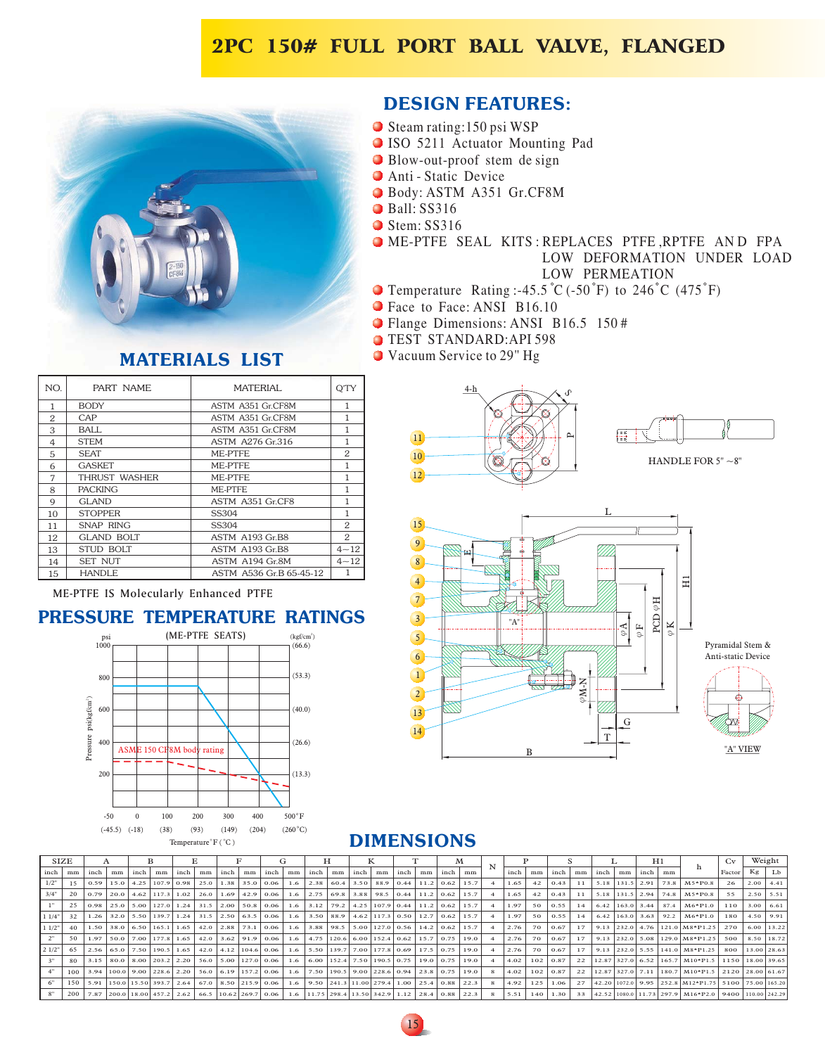# 2PC 150# FULL PORT BALL VALVE, FLANGED

## DESIGN FEATURES:

- Steam rating:150 psi WSP
- ISO 5211 Actuator Mounting Pad
- Blow-out-proof stem design
- Anti - Static Device
- Body: ASTM A351 Gr.CF8M
- Ball: SS316
- Stem: SS316
- ME-PTFE SEAL KITS : REPLACES PTFE ,RPTFE AND FPA
  LOW DEFORMATION UNDER LOAD
  LOW PERMEATION
- Temperature Rating :-45.5°C (-50°F) to 246°C (475°F)
- Face to Face: ANSI B16.10
- Flange Dimensions: ANSI B16.5 150#
- TEST STANDARD:API 598
- Vacuum Service to 29" Hg

## MATERIALS LIST

| NO. | PART NAME | MATERIAL | Q'TY |
|---|---|---|---|
| 1 | BODY | ASTM A351 Gr.CF8M | 1 |
| 2 | CAP | ASTM A351 Gr.CF8M | 1 |
| 3 | BALL | ASTM A351 Gr.CF8M | 1 |
| 4 | STEM | ASTM A276 Gr.316 | 1 |
| 5 | SEAT | ME-PTFE | 2 |
| 6 | GASKET | ME-PTFE | 1 |
| 7 | THRUST WASHER | ME-PTFE | 1 |
| 8 | PACKING | ME-PTFE | 1 |
| 9 | GLAND | ASTM A351 Gr.CF8 | 1 |
| 10 | STOPPER | SS304 | 1 |
| 11 | SNAP RING | SS304 | 2 |
| 12 | GLAND BOLT | ASTM A193 Gr.B8 | 2 |
| 13 | STUD BOLT | ASTM A193 Gr.B8 | 4~12 |
| 14 | SET NUT | ASTM A194 Gr.8M | 4~12 |
| 15 | HANDLE | ASTM A536 Gr.B 65-45-12 | 1 |

ME-PTFE IS Molecularly Enhanced PTFE

## PRESSURE TEMPERATURE RATINGS

(ME-PTFE SEATS)

ASME 150 CF8M body rating

HANDLE FOR 5" ~8"

Pyramidal Stem & Anti-static Device

"A" VIEW

## DIMENSIONS

| SIZE | | A | | B | | E | | F | | G | | H | | K | | T | | M | | N | P | | S | | L | | H1 | | h | Cv | Weight | |
|---|---|---|---|---|---|---|---|---|---|---|---|---|---|---|---|---|---|---|---|---|---|---|---|---|---|---|---|---|---|---|---|---|
| inch | mm | inch | mm | inch | mm | inch | mm | inch | mm | inch | mm | inch | mm | inch | mm | inch | mm | inch | mm | | inch | mm | inch | mm | inch | mm | inch | mm | | Factor | Kg | Lb |
| 1/2" | 15 | 0.59 | 15.0 | 4.25 | 107.9 | 0.98 | 25.0 | 1.38 | 35.0 | 0.06 | 1.6 | 2.38 | 60.4 | 3.50 | 88.9 | 0.44 | 11.2 | 0.62 | 15.7 | 4 | 1.65 | 42 | 0.43 | 11 | 5.18 | 131.5 | 2.91 | 73.8 | M5*P0.8 | 26 | 2.00 | 4.41 |
| 3/4" | 20 | 0.79 | 20.0 | 4.62 | 117.3 | 1.02 | 26.0 | 1.69 | 42.9 | 0.06 | 1.6 | 2.75 | 69.8 | 3.88 | 98.5 | 0.44 | 11.2 | 0.62 | 15.7 | 4 | 1.65 | 42 | 0.43 | 11 | 5.18 | 131.5 | 2.94 | 74.8 | M5*P0.8 | 55 | 2.50 | 5.51 |
| 1" | 25 | 0.98 | 25.0 | 5.00 | 127.0 | 1.24 | 31.5 | 2.00 | 50.8 | 0.06 | 1.6 | 3.12 | 79.2 | 4.25 | 107.9 | 0.44 | 11.2 | 0.62 | 15.7 | 4 | 1.97 | 50 | 0.55 | 14 | 6.42 | 163.0 | 3.44 | 87.4 | M6*P1.0 | 110 | 3.00 | 6.61 |
| 1 1/4" | 32 | 1.26 | 32.0 | 5.50 | 139.7 | 1.24 | 31.5 | 2.50 | 63.5 | 0.06 | 1.6 | 3.50 | 88.9 | 4.62 | 117.3 | 0.50 | 12.7 | 0.62 | 15.7 | 4 | 1.97 | 50 | 0.55 | 14 | 6.42 | 163.0 | 3.63 | 92.2 | M6*P1.0 | 180 | 4.50 | 9.91 |
| 1 1/2" | 40 | 1.50 | 38.0 | 6.50 | 165.1 | 1.65 | 42.0 | 2.88 | 73.1 | 0.06 | 1.6 | 3.88 | 98.5 | 5.00 | 127.0 | 0.56 | 14.2 | 0.62 | 15.7 | 4 | 2.76 | 70 | 0.67 | 17 | 9.13 | 232.0 | 4.76 | 121.0 | M8*P1.25 | 270 | 6.00 | 13.22 |
| 2" | 50 | 1.97 | 50.0 | 7.00 | 177.8 | 1.65 | 42.0 | 3.62 | 91.9 | 0.06 | 1.6 | 4.75 | 120.6 | 6.00 | 152.4 | 0.62 | 15.7 | 0.75 | 19.0 | 4 | 2.76 | 70 | 0.67 | 17 | 9.13 | 232.0 | 5.08 | 129.0 | M8*P1.25 | 500 | 8.50 | 18.72 |
| 2 1/2" | 65 | 2.56 | 65.0 | 7.50 | 190.5 | 1.65 | 42.0 | 4.12 | 104.6 | 0.06 | 1.6 | 5.50 | 139.7 | 7.00 | 177.8 | 0.69 | 17.5 | 0.75 | 19.0 | 4 | 2.76 | 70 | 0.67 | 17 | 9.13 | 232.0 | 5.55 | 141.0 | M8*P1.25 | 800 | 13.00 | 28.63 |
| 3" | 80 | 3.15 | 80.0 | 8.00 | 203.2 | 2.20 | 56.0 | 5.00 | 127.0 | 0.06 | 1.6 | 6.00 | 152.4 | 7.50 | 190.5 | 0.75 | 19.0 | 0.75 | 19.0 | 4 | 4.02 | 102 | 0.87 | 22 | 12.87 | 327.0 | 6.52 | 165.7 | M10*P1.5 | 1150 | 18.00 | 39.65 |
| 4" | 100 | 3.94 | 100.0 | 9.00 | 228.6 | 2.20 | 56.0 | 6.19 | 157.2 | 0.06 | 1.6 | 7.50 | 190.5 | 9.00 | 228.6 | 0.94 | 23.8 | 0.75 | 19.0 | 8 | 4.02 | 102 | 0.87 | 22 | 12.87 | 327.0 | 7.11 | 180.7 | M10*P1.5 | 2120 | 28.00 | 61.67 |
| 6" | 150 | 5.91 | 150.0 | 15.50 | 393.7 | 2.64 | 67.0 | 8.50 | 215.9 | 0.06 | 1.6 | 9.50 | 241.3 | 11.00 | 279.4 | 1.00 | 25.4 | 0.88 | 22.3 | 8 | 4.92 | 125 | 1.06 | 27 | 42.20 | 1072.0 | 9.95 | 252.8 | M12*P1.75 | 5100 | 75.00 | 165.20 |
| 8" | 200 | 7.87 | 200.0 | 18.00 | 457.2 | 2.62 | 66.5 | 10.62 | 269.7 | 0.06 | 1.6 | 11.75 | 298.4 | 13.50 | 342.9 | 1.12 | 28.4 | 0.88 | 22.3 | 8 | 5.51 | 140 | 1.30 | 33 | 42.52 | 1080.0 | 11.73 | 297.9 | M16*P2.0 | 9400 | 110.00 | 242.29 |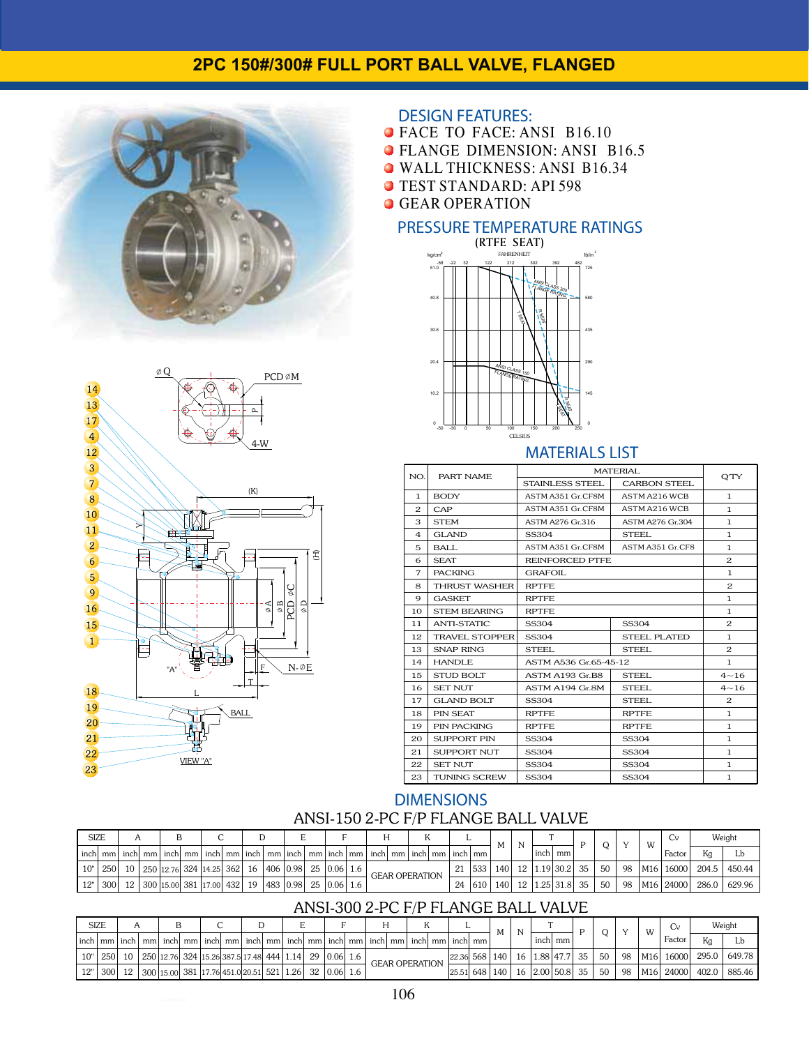# 2PC 150#/300# FULL PORT BALL VALVE, FLANGED

## DESIGN FEATURES:

- FACE TO FACE: ANSI B16.10
- FLANGE DIMENSION: ANSI B16.5
- WALL THICKNESS: ANSI B16.34
- TEST STANDARD: API 598
- GEAR OPERATION

## PRESSURE TEMPERATURE RATINGS

(RTFE SEAT)

kg/cm²
FAHRENHEIT
lb/in²
-58 -22 32 122 212 302 392 482
51.0 725
40.8 580
30.6 435
20.4 290
10.2 145
0 0
-50 -30 0 50 100 150 200 250
CELSIUS
ANSI CLASS 300 FLANGE RATING
ANSI CLASS 150 FLANGE RATING
T-SEAT
R-SEAT

ØQ
PCD ØM
P
4-W
(K)
Y
(H)
ØA ØB PCD ØC ØD
F N-ØE
T
L
"A"
BALL
VIEW "A"
14 13 17 4 12 3 7 8 10 11 2 6 5 9 16 15 1 18 19 20 21 22 23

## MATERIALS LIST

| NO. | PART NAME | MATERIAL | | Q'TY |
|---|---|---|---|---|
| | | STAINLESS STEEL | CARBON STEEL | |
| 1 | BODY | ASTM A351 Gr.CF8M | ASTM A216 WCB | 1 |
| 2 | CAP | ASTM A351 Gr.CF8M | ASTM A216 WCB | 1 |
| 3 | STEM | ASTM A276 Gr.316 | ASTM A276 Gr.304 | 1 |
| 4 | GLAND | SS304 | STEEL | 1 |
| 5 | BALL | ASTM A351 Gr.CF8M | ASTM A351 Gr.CF8 | 1 |
| 6 | SEAT | REINFORCED PTFE | | 2 |
| 7 | PACKING | GRAFOIL | | 1 |
| 8 | THRUST WASHER | RPTFE | | 2 |
| 9 | GASKET | RPTFE | | 1 |
| 10 | STEM BEARING | RPTFE | | 1 |
| 11 | ANTI-STATIC | SS304 | SS304 | 2 |
| 12 | TRAVEL STOPPER | SS304 | STEEL PLATED | 1 |
| 13 | SNAP RING | STEEL | STEEL | 2 |
| 14 | HANDLE | ASTM A536 Gr.65-45-12 | | 1 |
| 15 | STUD BOLT | ASTM A193 Gr.B8 | STEEL | 4~16 |
| 16 | SET NUT | ASTM A194 Gr.8M | STEEL | 4~16 |
| 17 | GLAND BOLT | SS304 | STEEL | 2 |
| 18 | PIN SEAT | RPTFE | RPTFE | 1 |
| 19 | PIN PACKING | RPTFE | RPTFE | 1 |
| 20 | SUPPORT PIN | SS304 | SS304 | 1 |
| 21 | SUPPORT NUT | SS304 | SS304 | 1 |
| 22 | SET NUT | SS304 | SS304 | 1 |
| 23 | TUNING SCREW | SS304 | SS304 | 1 |

## DIMENSIONS

### ANSI-150 2-PC F/P FLANGE BALL VALVE

| SIZE | | A | | B | | C | | D | | E | | F | | H | | K | | L | | M | N | T | | P | Q | Y | W | Cv | Weight | |
|---|---|---|---|---|---|---|---|---|---|---|---|---|---|---|---|---|---|---|---|---|---|---|---|---|---|---|---|---|---|---|
| inch | mm | inch | mm | inch | mm | inch | mm | inch | mm | inch | mm | inch | mm | inch | mm | inch | mm | inch | mm | | | inch | mm | | | | | Factor | Kg | Lb |
| 10" | 250 | 10 | 250 | 12.76 | 324 | 14.25 | 362 | 16 | 406 | 0.98 | 25 | 0.06 | 1.6 | GEAR OPERATION | | | | 21 | 533 | 140 | 12 | 1.19 | 30.2 | 35 | 50 | 98 | M16 | 16000 | 204.5 | 450.44 |
| 12" | 300 | 12 | 300 | 15.00 | 381 | 17.00 | 432 | 19 | 483 | 0.98 | 25 | 0.06 | 1.6 | | | | | 24 | 610 | 140 | 12 | 1.25 | 31.8 | 35 | 50 | 98 | M16 | 24000 | 286.0 | 629.96 |

### ANSI-300 2-PC F/P FLANGE BALL VALVE

| SIZE | | A | | B | | C | | D | | E | | F | | H | | K | | L | | M | N | T | | P | Q | Y | W | Cv | Weight | |
|---|---|---|---|---|---|---|---|---|---|---|---|---|---|---|---|---|---|---|---|---|---|---|---|---|---|---|---|---|---|---|
| inch | mm | inch | mm | inch | mm | inch | mm | inch | mm | inch | mm | inch | mm | inch | mm | inch | mm | inch | mm | | | inch | mm | | | | | Factor | Kg | Lb |
| 10" | 250 | 10 | 250 | 12.76 | 324 | 15.26 | 387.5 | 17.48 | 444 | 1.14 | 29 | 0.06 | 1.6 | GEAR OPERATION | | | | 22.36 | 568 | 140 | 16 | 1.88 | 47.7 | 35 | 50 | 98 | M16 | 16000 | 295.0 | 649.78 |
| 12" | 300 | 12 | 300 | 15.00 | 381 | 17.76 | 451.0 | 20.51 | 521 | 1.26 | 32 | 0.06 | 1.6 | | | | | 25.51 | 648 | 140 | 16 | 2.00 | 50.8 | 35 | 50 | 98 | M16 | 24000 | 402.0 | 885.46 |